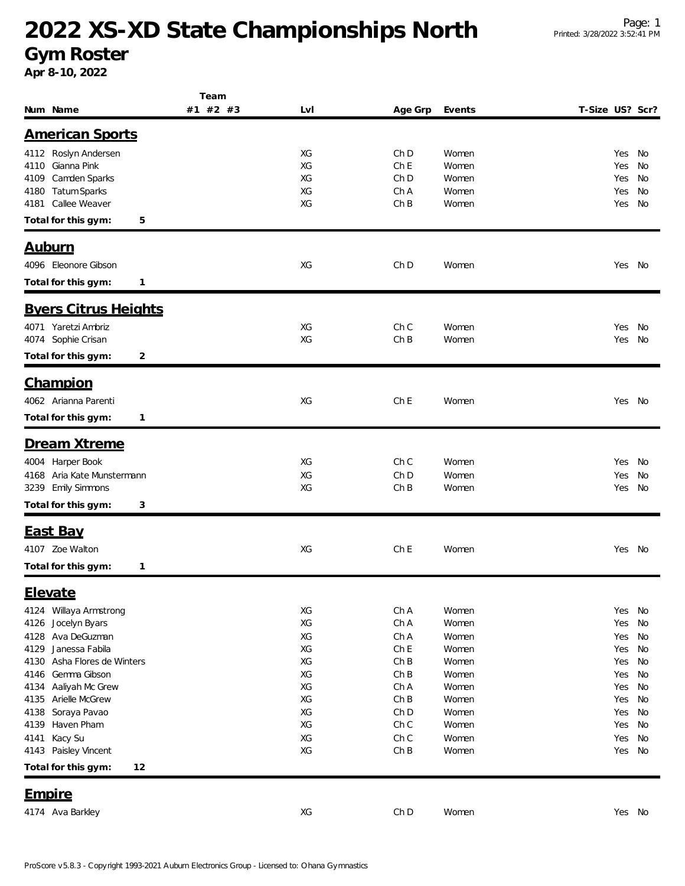# 2022 XS-XD State Championships North

## Gym Roster

**Apr 8-10, 2022**

### American Sports

| Num | Name | Team #1 | #2 | #3 | Lvl | Age Grp | Events | T-Size | US? | Scr? |
|---|---|---|---|---|---|---|---|---|---|---|
| 4112 | Roslyn Andersen | | | | XG | Ch D | Women | | Yes | No |
| 4110 | Gianna Pink | | | | XG | Ch E | Women | | Yes | No |
| 4109 | Camden Sparks | | | | XG | Ch D | Women | | Yes | No |
| 4180 | Tatum Sparks | | | | XG | Ch A | Women | | Yes | No |
| 4181 | Callee Weaver | | | | XG | Ch B | Women | | Yes | No |

**Total for this gym: 5**

### Auburn

| Num | Name | Team #1 | #2 | #3 | Lvl | Age Grp | Events | T-Size | US? | Scr? |
|---|---|---|---|---|---|---|---|---|---|---|
| 4096 | Eleonore Gibson | | | | XG | Ch D | Women | | Yes | No |

**Total for this gym: 1**

### Byers Citrus Heights

| Num | Name | Team #1 | #2 | #3 | Lvl | Age Grp | Events | T-Size | US? | Scr? |
|---|---|---|---|---|---|---|---|---|---|---|
| 4071 | Yaretzi Ambriz | | | | XG | Ch C | Women | | Yes | No |
| 4074 | Sophie Crisan | | | | XG | Ch B | Women | | Yes | No |

**Total for this gym: 2**

### Champion

| Num | Name | Team #1 | #2 | #3 | Lvl | Age Grp | Events | T-Size | US? | Scr? |
|---|---|---|---|---|---|---|---|---|---|---|
| 4062 | Arianna Parenti | | | | XG | Ch E | Women | | Yes | No |

**Total for this gym: 1**

### Dream Xtreme

| Num | Name | Team #1 | #2 | #3 | Lvl | Age Grp | Events | T-Size | US? | Scr? |
|---|---|---|---|---|---|---|---|---|---|---|
| 4004 | Harper Book | | | | XG | Ch C | Women | | Yes | No |
| 4168 | Aria Kate Munstermann | | | | XG | Ch D | Women | | Yes | No |
| 3239 | Emily Simmons | | | | XG | Ch B | Women | | Yes | No |

**Total for this gym: 3**

### East Bay

| Num | Name | Team #1 | #2 | #3 | Lvl | Age Grp | Events | T-Size | US? | Scr? |
|---|---|---|---|---|---|---|---|---|---|---|
| 4107 | Zoe Walton | | | | XG | Ch E | Women | | Yes | No |

**Total for this gym: 1**

### Elevate

| Num | Name | Team #1 | #2 | #3 | Lvl | Age Grp | Events | T-Size | US? | Scr? |
|---|---|---|---|---|---|---|---|---|---|---|
| 4124 | Willaya Armstrong | | | | XG | Ch A | Women | | Yes | No |
| 4126 | Jocelyn Byars | | | | XG | Ch A | Women | | Yes | No |
| 4128 | Ava DeGuzman | | | | XG | Ch A | Women | | Yes | No |
| 4129 | Janessa Fabila | | | | XG | Ch E | Women | | Yes | No |
| 4130 | Asha Flores de Winters | | | | XG | Ch B | Women | | Yes | No |
| 4146 | Gemma Gibson | | | | XG | Ch B | Women | | Yes | No |
| 4134 | Aaliyah Mc Grew | | | | XG | Ch A | Women | | Yes | No |
| 4135 | Arielle McGrew | | | | XG | Ch B | Women | | Yes | No |
| 4138 | Soraya Pavao | | | | XG | Ch D | Women | | Yes | No |
| 4139 | Haven Pham | | | | XG | Ch C | Women | | Yes | No |
| 4141 | Kacy Su | | | | XG | Ch C | Women | | Yes | No |
| 4143 | Paisley Vincent | | | | XG | Ch B | Women | | Yes | No |

**Total for this gym: 12**

### Empire

| Num | Name | Team #1 | #2 | #3 | Lvl | Age Grp | Events | T-Size | US? | Scr? |
|---|---|---|---|---|---|---|---|---|---|---|
| 4174 | Ava Barkley | | | | XG | Ch D | Women | | Yes | No |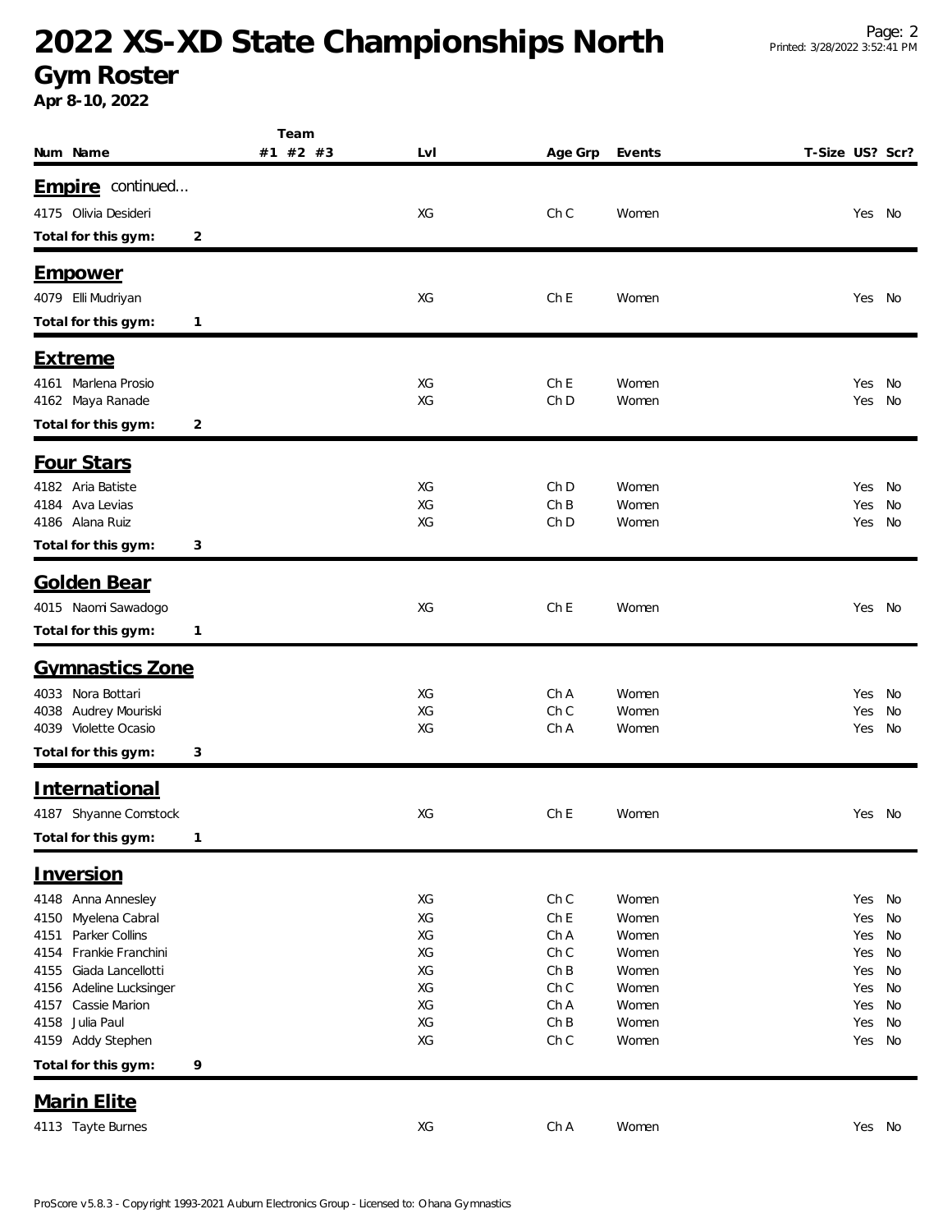# 2022 XS-XD State Championships North

## Gym Roster

**Apr 8-10, 2022**

| Num | Name | Team #1 | Team #2 | Team #3 | Lvl | Age Grp | Events | T-Size | US? | Scr? |
|---|---|---|---|---|---|---|---|---|---|---|
| **Empire** continued... | | | | | | | | | | |
| 4175 | Olivia Desideri | | | | XG | Ch C | Women | | Yes | No |
| **Total for this gym:** | **2** | | | | | | | | | |
| **Empower** | | | | | | | | | | |
| 4079 | Elli Mudriyan | | | | XG | Ch E | Women | | Yes | No |
| **Total for this gym:** | **1** | | | | | | | | | |
| **Extreme** | | | | | | | | | | |
| 4161 | Marlena Prosio | | | | XG | Ch E | Women | | Yes | No |
| 4162 | Maya Ranade | | | | XG | Ch D | Women | | Yes | No |
| **Total for this gym:** | **2** | | | | | | | | | |
| **Four Stars** | | | | | | | | | | |
| 4182 | Aria Batiste | | | | XG | Ch D | Women | | Yes | No |
| 4184 | Ava Levias | | | | XG | Ch B | Women | | Yes | No |
| 4186 | Alana Ruiz | | | | XG | Ch D | Women | | Yes | No |
| **Total for this gym:** | **3** | | | | | | | | | |
| **Golden Bear** | | | | | | | | | | |
| 4015 | Naomi Sawadogo | | | | XG | Ch E | Women | | Yes | No |
| **Total for this gym:** | **1** | | | | | | | | | |
| **Gymnastics Zone** | | | | | | | | | | |
| 4033 | Nora Bottari | | | | XG | Ch A | Women | | Yes | No |
| 4038 | Audrey Mouriski | | | | XG | Ch C | Women | | Yes | No |
| 4039 | Violette Ocasio | | | | XG | Ch A | Women | | Yes | No |
| **Total for this gym:** | **3** | | | | | | | | | |
| **International** | | | | | | | | | | |
| 4187 | Shyanne Comstock | | | | XG | Ch E | Women | | Yes | No |
| **Total for this gym:** | **1** | | | | | | | | | |
| **Inversion** | | | | | | | | | | |
| 4148 | Anna Annesley | | | | XG | Ch C | Women | | Yes | No |
| 4150 | Myelena Cabral | | | | XG | Ch E | Women | | Yes | No |
| 4151 | Parker Collins | | | | XG | Ch A | Women | | Yes | No |
| 4154 | Frankie Franchini | | | | XG | Ch C | Women | | Yes | No |
| 4155 | Giada Lancellotti | | | | XG | Ch B | Women | | Yes | No |
| 4156 | Adeline Lucksinger | | | | XG | Ch C | Women | | Yes | No |
| 4157 | Cassie Marion | | | | XG | Ch A | Women | | Yes | No |
| 4158 | Julia Paul | | | | XG | Ch B | Women | | Yes | No |
| 4159 | Addy Stephen | | | | XG | Ch C | Women | | Yes | No |
| **Total for this gym:** | **9** | | | | | | | | | |
| **Marin Elite** | | | | | | | | | | |
| 4113 | Tayte Burnes | | | | XG | Ch A | Women | | Yes | No |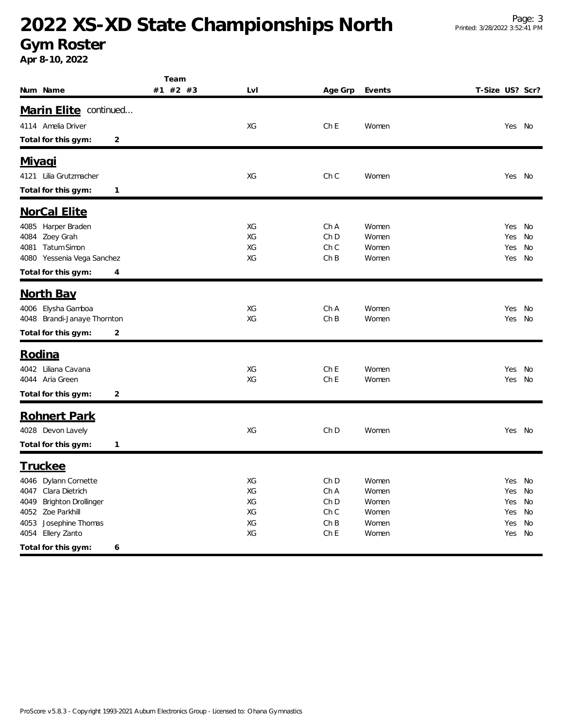# 2022 XS-XD State Championships North

## Gym Roster

**Apr 8-10, 2022**

| Num | Name | Team #1 | Team #2 | Team #3 | Lvl | Age Grp | Events | T-Size | US? | Scr? |
|---|---|---|---|---|---|---|---|---|---|---|
| **Marin Elite** continued... | | | | | | | | | | |
| 4114 | Amelia Driver | | | | XG | Ch E | Women | | Yes | No |
| **Total for this gym:** | 2 | | | | | | | | | |
| **Miyagi** | | | | | | | | | | |
| 4121 | Lilia Grutzmacher | | | | XG | Ch C | Women | | Yes | No |
| **Total for this gym:** | 1 | | | | | | | | | |
| **NorCal Elite** | | | | | | | | | | |
| 4085 | Harper Braden | | | | XG | Ch A | Women | | Yes | No |
| 4084 | Zoey Grah | | | | XG | Ch D | Women | | Yes | No |
| 4081 | Tatum Simon | | | | XG | Ch C | Women | | Yes | No |
| 4080 | Yessenia Vega Sanchez | | | | XG | Ch B | Women | | Yes | No |
| **Total for this gym:** | 4 | | | | | | | | | |
| **North Bay** | | | | | | | | | | |
| 4006 | Elysha Gamboa | | | | XG | Ch A | Women | | Yes | No |
| 4048 | Brandi-Janaye Thornton | | | | XG | Ch B | Women | | Yes | No |
| **Total for this gym:** | 2 | | | | | | | | | |
| **Rodina** | | | | | | | | | | |
| 4042 | Liliana Cavana | | | | XG | Ch E | Women | | Yes | No |
| 4044 | Aria Green | | | | XG | Ch E | Women | | Yes | No |
| **Total for this gym:** | 2 | | | | | | | | | |
| **Rohnert Park** | | | | | | | | | | |
| 4028 | Devon Lavely | | | | XG | Ch D | Women | | Yes | No |
| **Total for this gym:** | 1 | | | | | | | | | |
| **Truckee** | | | | | | | | | | |
| 4046 | Dylann Cornette | | | | XG | Ch D | Women | | Yes | No |
| 4047 | Clara Dietrich | | | | XG | Ch A | Women | | Yes | No |
| 4049 | Brighton Drollinger | | | | XG | Ch D | Women | | Yes | No |
| 4052 | Zoe Parkhill | | | | XG | Ch C | Women | | Yes | No |
| 4053 | Josephine Thomas | | | | XG | Ch B | Women | | Yes | No |
| 4054 | Ellery Zanto | | | | XG | Ch E | Women | | Yes | No |
| **Total for this gym:** | 6 | | | | | | | | | |